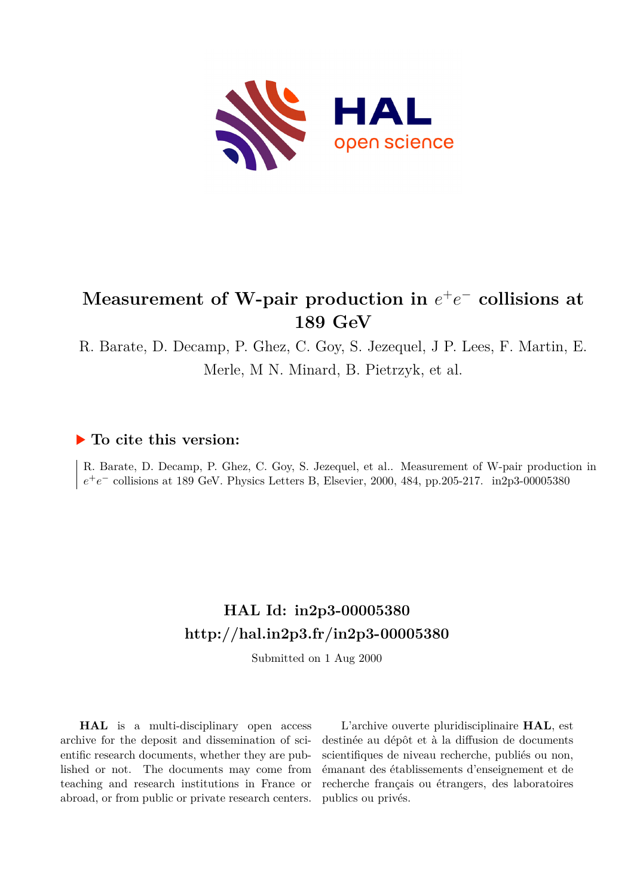# Measurement of W-pair production in $e^+e^-$ collisions at 189 GeV

R. Barate, D. Decamp, P. Ghez, C. Goy, S. Jezequel, J P. Lees, F. Martin, E. Merle, M N. Minard, B. Pietrzyk, et al.

## ▶ To cite this version:

R. Barate, D. Decamp, P. Ghez, C. Goy, S. Jezequel, et al.. Measurement of W-pair production in $e^+e^-$ collisions at 189 GeV. Physics Letters B, Elsevier, 2000, 484, pp.205-217. in2p3-00005380

## HAL Id: in2p3-00005380
## http://hal.in2p3.fr/in2p3-00005380

Submitted on 1 Aug 2000

**HAL** is a multi-disciplinary open access archive for the deposit and dissemination of scientific research documents, whether they are published or not. The documents may come from teaching and research institutions in France or abroad, or from public or private research centers.

L'archive ouverte pluridisciplinaire **HAL**, est destinée au dépôt et à la diffusion de documents scientifiques de niveau recherche, publiés ou non, émanant des établissements d'enseignement et de recherche français ou étrangers, des laboratoires publics ou privés.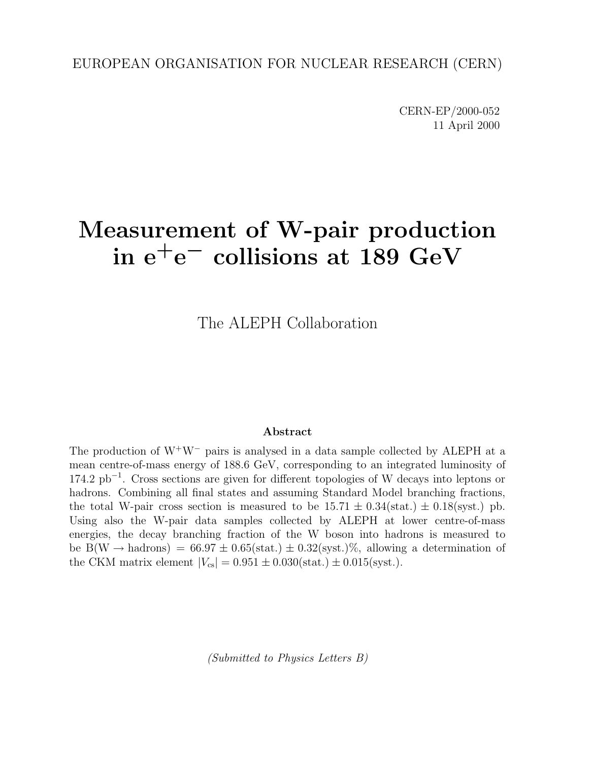EUROPEAN ORGANISATION FOR NUCLEAR RESEARCH (CERN)

CERN-EP/2000-052
11 April 2000

# Measurement of W-pair production in $e^+e^-$ collisions at 189 GeV

The ALEPH Collaboration

### Abstract

The production of $W^+W^-$ pairs is analysed in a data sample collected by ALEPH at a mean centre-of-mass energy of 188.6 GeV, corresponding to an integrated luminosity of 174.2 $pb^{-1}$. Cross sections are given for different topologies of W decays into leptons or hadrons. Combining all final states and assuming Standard Model branching fractions, the total W-pair cross section is measured to be $15.71 \pm 0.34(\text{stat.}) \pm 0.18(\text{syst.})$ pb. Using also the W-pair data samples collected by ALEPH at lower centre-of-mass energies, the decay branching fraction of the W boson into hadrons is measured to be $B(W \rightarrow \text{hadrons}) = 66.97 \pm 0.65(\text{stat.}) \pm 0.32(\text{syst.})\%$, allowing a determination of the CKM matrix element $|V_{cs}| = 0.951 \pm 0.030(\text{stat.}) \pm 0.015(\text{syst.})$.

*(Submitted to Physics Letters B)*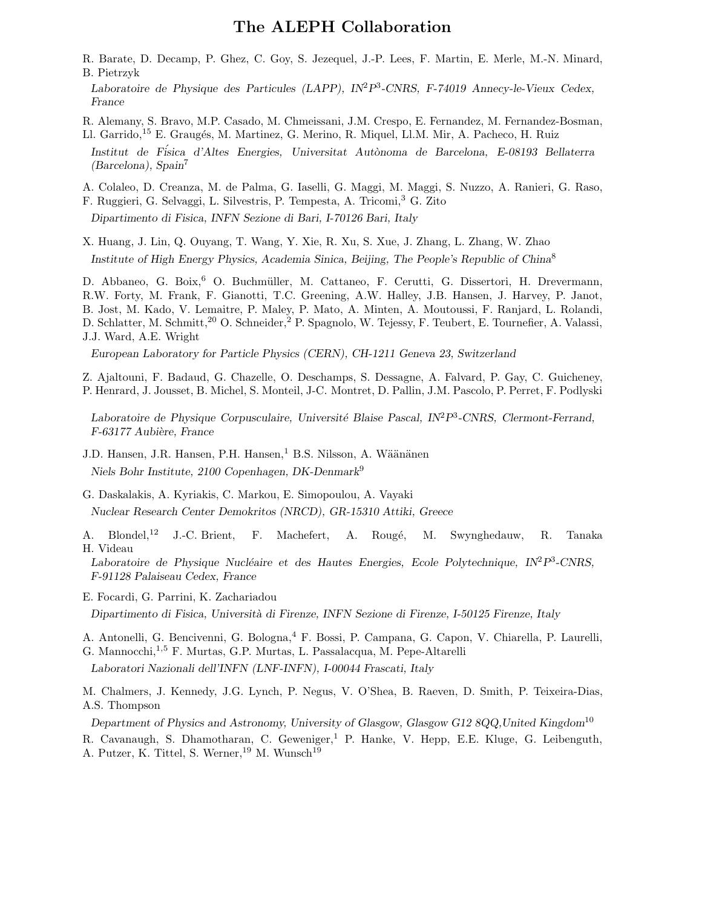# The ALEPH Collaboration

R. Barate, D. Decamp, P. Ghez, C. Goy, S. Jezequel, J.-P. Lees, F. Martin, E. Merle, M.-N. Minard, B. Pietrzyk

*Laboratoire de Physique des Particules (LAPP), IN$^2$P$^3$-CNRS, F-74019 Annecy-le-Vieux Cedex, France*

R. Alemany, S. Bravo, M.P. Casado, M. Chmeissani, J.M. Crespo, E. Fernandez, M. Fernandez-Bosman, Ll. Garrido,[15] E. Graugés, M. Martinez, G. Merino, R. Miquel, Ll.M. Mir, A. Pacheco, H. Ruiz

*Institut de Física d'Altes Energies, Universitat Autònoma de Barcelona, E-08193 Bellaterra (Barcelona), Spain*[7]

A. Colaleo, D. Creanza, M. de Palma, G. Iaselli, G. Maggi, M. Maggi, S. Nuzzo, A. Ranieri, G. Raso, F. Ruggieri, G. Selvaggi, L. Silvestris, P. Tempesta, A. Tricomi,[3] G. Zito

*Dipartimento di Fisica, INFN Sezione di Bari, I-70126 Bari, Italy*

X. Huang, J. Lin, Q. Ouyang, T. Wang, Y. Xie, R. Xu, S. Xue, J. Zhang, L. Zhang, W. Zhao

*Institute of High Energy Physics, Academia Sinica, Beijing, The People's Republic of China*[8]

D. Abbaneo, G. Boix,[6] O. Buchmüller, M. Cattaneo, F. Cerutti, G. Dissertori, H. Drevermann, R.W. Forty, M. Frank, F. Gianotti, T.C. Greening, A.W. Halley, J.B. Hansen, J. Harvey, P. Janot, B. Jost, M. Kado, V. Lemaitre, P. Maley, P. Mato, A. Minten, A. Moutoussi, F. Ranjard, L. Rolandi, D. Schlatter, M. Schmitt,[20] O. Schneider,[2] P. Spagnolo, W. Tejessy, F. Teubert, E. Tournefier, A. Valassi, J.J. Ward, A.E. Wright

*European Laboratory for Particle Physics (CERN), CH-1211 Geneva 23, Switzerland*

Z. Ajaltouni, F. Badaud, G. Chazelle, O. Deschamps, S. Dessagne, A. Falvard, P. Gay, C. Guicheney, P. Henrard, J. Jousset, B. Michel, S. Monteil, J-C. Montret, D. Pallin, J.M. Pascolo, P. Perret, F. Podlyski

*Laboratoire de Physique Corpusculaire, Université Blaise Pascal, IN$^2$P$^3$-CNRS, Clermont-Ferrand, F-63177 Aubière, France*

J.D. Hansen, J.R. Hansen, P.H. Hansen,[1] B.S. Nilsson, A. Wäänänen

*Niels Bohr Institute, 2100 Copenhagen, DK-Denmark*[9]

G. Daskalakis, A. Kyriakis, C. Markou, E. Simopoulou, A. Vayaki

*Nuclear Research Center Demokritos (NRCD), GR-15310 Attiki, Greece*

A. Blondel,[12] J.-C. Brient, F. Machefert, A. Rougé, M. Swynghedauw, R. Tanaka H. Videau

*Laboratoire de Physique Nucléaire et des Hautes Energies, Ecole Polytechnique, IN$^2$P$^3$-CNRS, F-91128 Palaiseau Cedex, France*

E. Focardi, G. Parrini, K. Zachariadou

*Dipartimento di Fisica, Università di Firenze, INFN Sezione di Firenze, I-50125 Firenze, Italy*

A. Antonelli, G. Bencivenni, G. Bologna,[4] F. Bossi, P. Campana, G. Capon, V. Chiarella, P. Laurelli, G. Mannocchi,[1,5] F. Murtas, G.P. Murtas, L. Passalacqua, M. Pepe-Altarelli

*Laboratori Nazionali dell'INFN (LNF-INFN), I-00044 Frascati, Italy*

M. Chalmers, J. Kennedy, J.G. Lynch, P. Negus, V. O'Shea, B. Raeven, D. Smith, P. Teixeira-Dias, A.S. Thompson

*Department of Physics and Astronomy, University of Glasgow, Glasgow G12 8QQ,United Kingdom*[10]

R. Cavanaugh, S. Dhamotharan, C. Geweniger,[1] P. Hanke, V. Hepp, E.E. Kluge, G. Leibenguth, A. Putzer, K. Tittel, S. Werner,[19] M. Wunsch[19]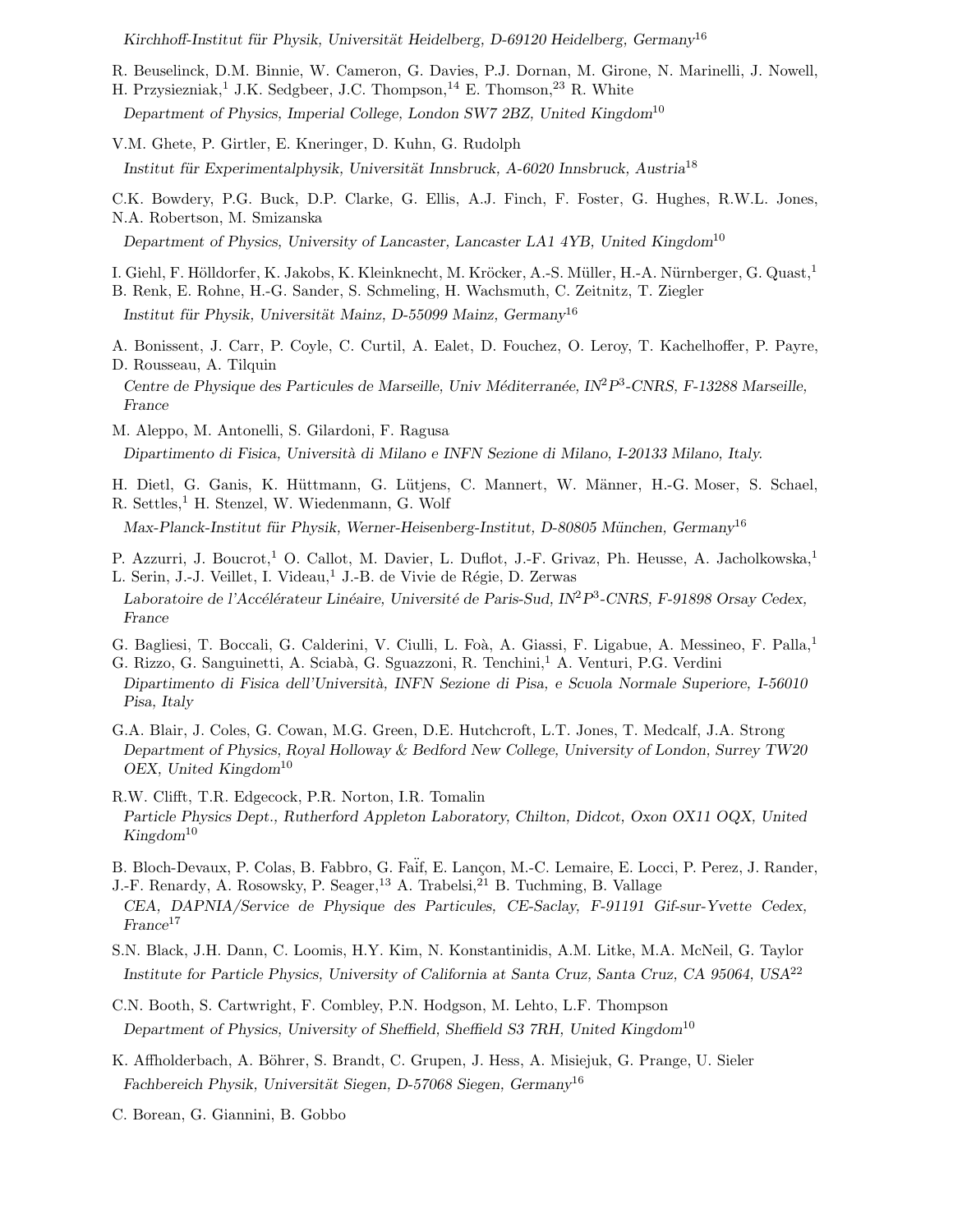*Kirchhoff-Institut für Physik, Universität Heidelberg, D-69120 Heidelberg, Germany*[16]

R. Beuselinck, D.M. Binnie, W. Cameron, G. Davies, P.J. Dornan, M. Girone, N. Marinelli, J. Nowell, H. Przysiezniak,[1] J.K. Sedgbeer, J.C. Thompson,[14] E. Thomson,[23] R. White

*Department of Physics, Imperial College, London SW7 2BZ, United Kingdom*[10]

V.M. Ghete, P. Girtler, E. Kneringer, D. Kuhn, G. Rudolph

*Institut für Experimentalphysik, Universität Innsbruck, A-6020 Innsbruck, Austria*[18]

C.K. Bowdery, P.G. Buck, D.P. Clarke, G. Ellis, A.J. Finch, F. Foster, G. Hughes, R.W.L. Jones, N.A. Robertson, M. Smizanska

*Department of Physics, University of Lancaster, Lancaster LA1 4YB, United Kingdom*[10]

I. Giehl, F. Hölldorfer, K. Jakobs, K. Kleinknecht, M. Kröcker, A.-S. Müller, H.-A. Nürnberger, G. Quast,[1] B. Renk, E. Rohne, H.-G. Sander, S. Schmeling, H. Wachsmuth, C. Zeitnitz, T. Ziegler

*Institut für Physik, Universität Mainz, D-55099 Mainz, Germany*[16]

A. Bonissent, J. Carr, P. Coyle, C. Curtil, A. Ealet, D. Fouchez, O. Leroy, T. Kachelhoffer, P. Payre, D. Rousseau, A. Tilquin

*Centre de Physique des Particules de Marseille, Univ Méditerranée, IN$^2$P$^3$-CNRS, F-13288 Marseille, France*

M. Aleppo, M. Antonelli, S. Gilardoni, F. Ragusa

*Dipartimento di Fisica, Università di Milano e INFN Sezione di Milano, I-20133 Milano, Italy.*

H. Dietl, G. Ganis, K. Hüttmann, G. Lütjens, C. Mannert, W. Männer, H.-G. Moser, S. Schael, R. Settles,[1] H. Stenzel, W. Wiedenmann, G. Wolf

*Max-Planck-Institut für Physik, Werner-Heisenberg-Institut, D-80805 München, Germany*[16]

P. Azzurri, J. Boucrot,[1] O. Callot, M. Davier, L. Duflot, J.-F. Grivaz, Ph. Heusse, A. Jacholkowska,[1] L. Serin, J.-J. Veillet, I. Videau,[1] J.-B. de Vivie de Régie, D. Zerwas

*Laboratoire de l'Accélérateur Linéaire, Université de Paris-Sud, IN$^2$P$^3$-CNRS, F-91898 Orsay Cedex, France*

G. Bagliesi, T. Boccali, G. Calderini, V. Ciulli, L. Foà, A. Giassi, F. Ligabue, A. Messineo, F. Palla,[1] G. Rizzo, G. Sanguinetti, A. Sciabà, G. Sguazzoni, R. Tenchini,[1] A. Venturi, P.G. Verdini

*Dipartimento di Fisica dell'Università, INFN Sezione di Pisa, e Scuola Normale Superiore, I-56010 Pisa, Italy*

G.A. Blair, J. Coles, G. Cowan, M.G. Green, D.E. Hutchcroft, L.T. Jones, T. Medcalf, J.A. Strong

*Department of Physics, Royal Holloway & Bedford New College, University of London, Surrey TW20 OEX, United Kingdom*[10]

R.W. Clifft, T.R. Edgecock, P.R. Norton, I.R. Tomalin

*Particle Physics Dept., Rutherford Appleton Laboratory, Chilton, Didcot, Oxon OX11 OQX, United Kingdom*[10]

B. Bloch-Devaux, P. Colas, B. Fabbro, G. Faïf, E. Lançon, M.-C. Lemaire, E. Locci, P. Perez, J. Rander, J.-F. Renardy, A. Rosowsky, P. Seager,[13] A. Trabelsi,[21] B. Tuchming, B. Vallage

*CEA, DAPNIA/Service de Physique des Particules, CE-Saclay, F-91191 Gif-sur-Yvette Cedex, France*[17]

S.N. Black, J.H. Dann, C. Loomis, H.Y. Kim, N. Konstantinidis, A.M. Litke, M.A. McNeil, G. Taylor

*Institute for Particle Physics, University of California at Santa Cruz, Santa Cruz, CA 95064, USA*[22]

C.N. Booth, S. Cartwright, F. Combley, P.N. Hodgson, M. Lehto, L.F. Thompson

*Department of Physics, University of Sheffield, Sheffield S3 7RH, United Kingdom*[10]

K. Affholderbach, A. Böhrer, S. Brandt, C. Grupen, J. Hess, A. Misiejuk, G. Prange, U. Sieler

*Fachbereich Physik, Universität Siegen, D-57068 Siegen, Germany*[16]

C. Borean, G. Giannini, B. Gobbo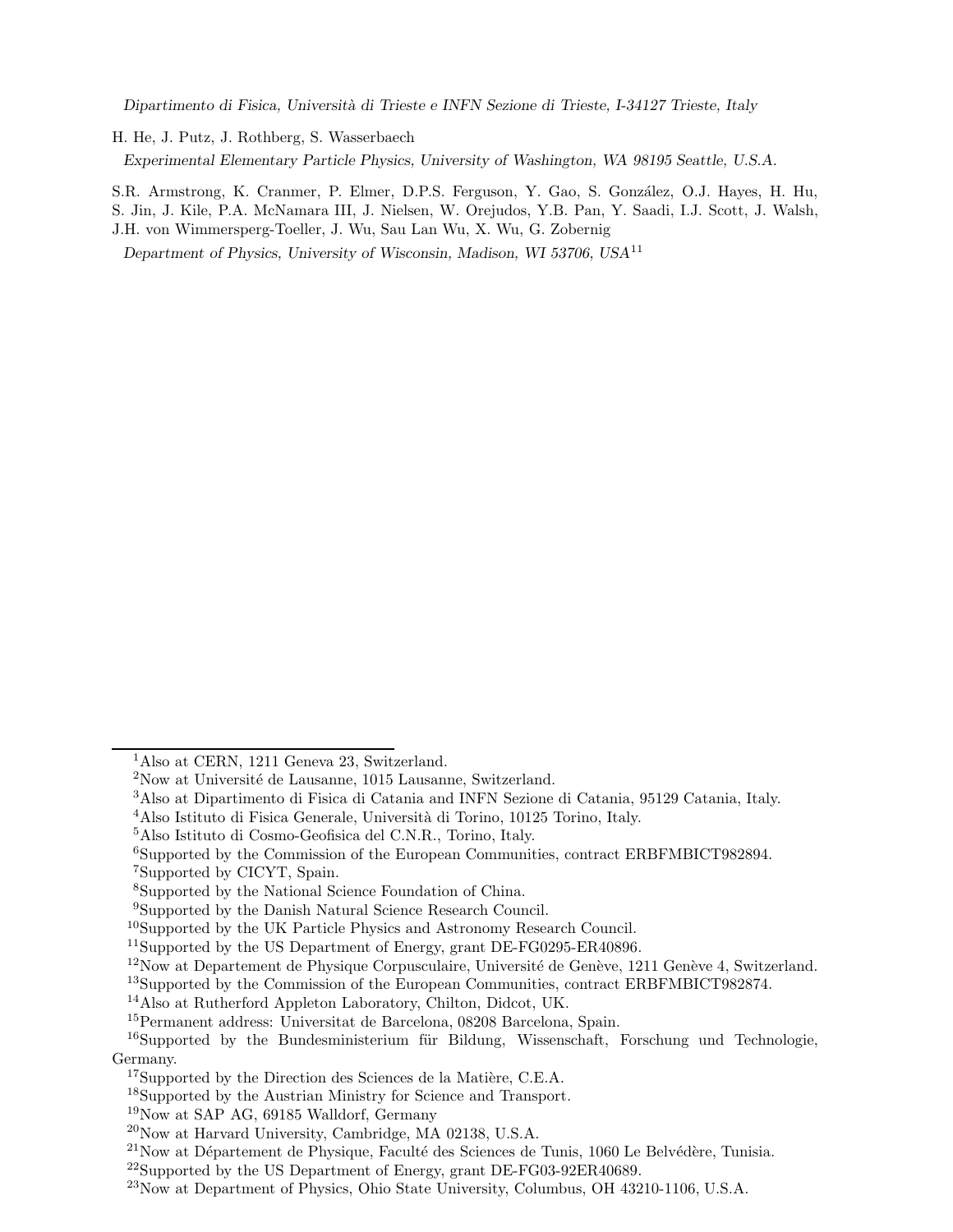*Dipartimento di Fisica, Università di Trieste e INFN Sezione di Trieste, I-34127 Trieste, Italy*

H. He, J. Putz, J. Rothberg, S. Wasserbaech

*Experimental Elementary Particle Physics, University of Washington, WA 98195 Seattle, U.S.A.*

S.R. Armstrong, K. Cranmer, P. Elmer, D.P.S. Ferguson, Y. Gao, S. González, O.J. Hayes, H. Hu, S. Jin, J. Kile, P.A. McNamara III, J. Nielsen, W. Orejudos, Y.B. Pan, Y. Saadi, I.J. Scott, J. Walsh, J.H. von Wimmersperg-Toeller, J. Wu, Sau Lan Wu, X. Wu, G. Zobernig

*Department of Physics, University of Wisconsin, Madison, WI 53706, USA*[11]

---

[1]Also at CERN, 1211 Geneva 23, Switzerland.

[2]Now at Université de Lausanne, 1015 Lausanne, Switzerland.

[3]Also at Dipartimento di Fisica di Catania and INFN Sezione di Catania, 95129 Catania, Italy.

[4]Also Istituto di Fisica Generale, Università di Torino, 10125 Torino, Italy.

[5]Also Istituto di Cosmo-Geofisica del C.N.R., Torino, Italy.

[6]Supported by the Commission of the European Communities, contract ERBFMBICT982894.

[7]Supported by CICYT, Spain.

[8]Supported by the National Science Foundation of China.

[9]Supported by the Danish Natural Science Research Council.

[10]Supported by the UK Particle Physics and Astronomy Research Council.

[11]Supported by the US Department of Energy, grant DE-FG0295-ER40896.

[12]Now at Departement de Physique Corpusculaire, Université de Genève, 1211 Genève 4, Switzerland.

[13]Supported by the Commission of the European Communities, contract ERBFMBICT982874.

[14]Also at Rutherford Appleton Laboratory, Chilton, Didcot, UK.

[15]Permanent address: Universitat de Barcelona, 08208 Barcelona, Spain.

[16]Supported by the Bundesministerium für Bildung, Wissenschaft, Forschung und Technologie, Germany.

[17]Supported by the Direction des Sciences de la Matière, C.E.A.

[18]Supported by the Austrian Ministry for Science and Transport.

[19]Now at SAP AG, 69185 Walldorf, Germany

[20]Now at Harvard University, Cambridge, MA 02138, U.S.A.

[21]Now at Département de Physique, Faculté des Sciences de Tunis, 1060 Le Belvédère, Tunisia.

[22]Supported by the US Department of Energy, grant DE-FG03-92ER40689.

[23]Now at Department of Physics, Ohio State University, Columbus, OH 43210-1106, U.S.A.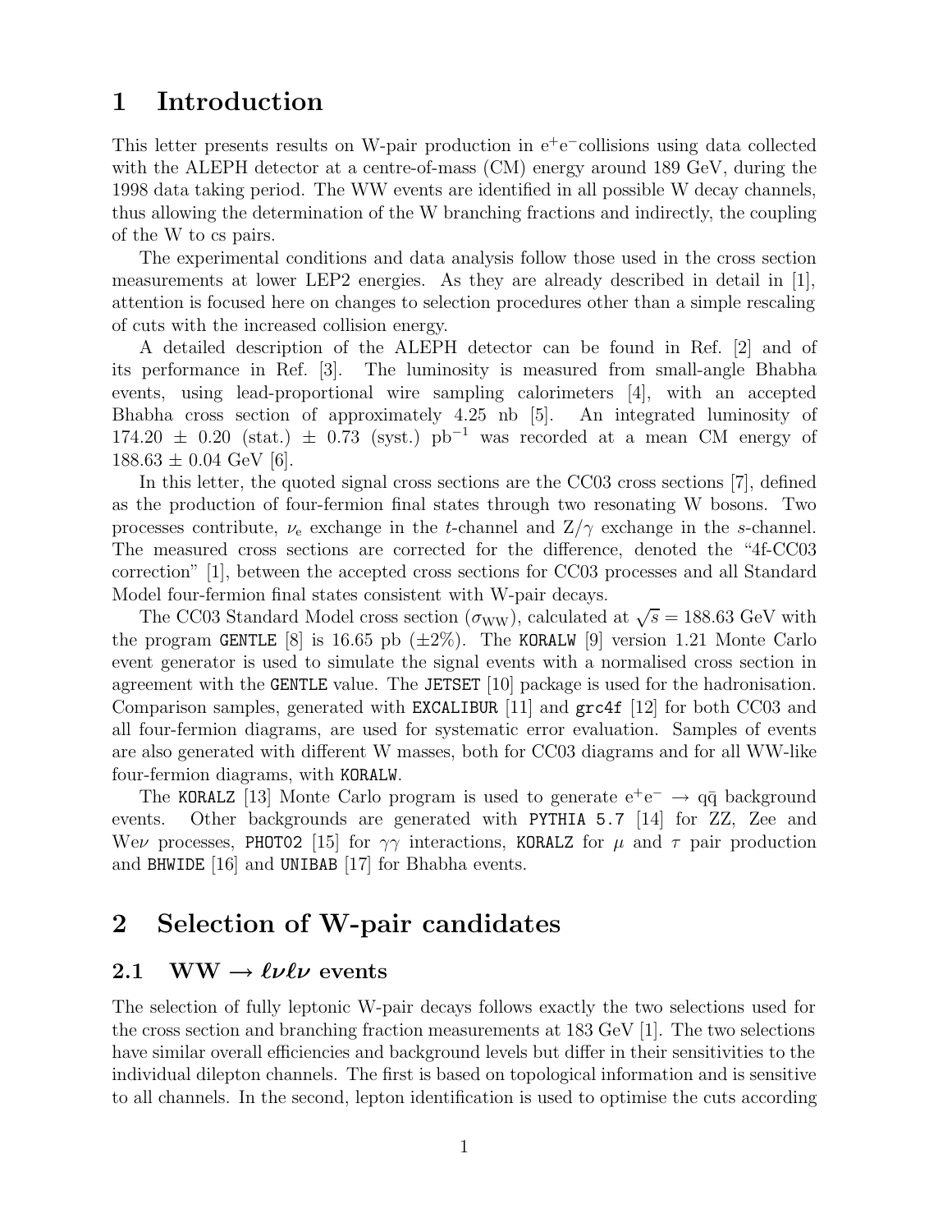# 1 Introduction

This letter presents results on W-pair production in $e^+e^-$collisions using data collected with the ALEPH detector at a centre-of-mass (CM) energy around 189 GeV, during the 1998 data taking period. The WW events are identified in all possible W decay channels, thus allowing the determination of the W branching fractions and indirectly, the coupling of the W to cs pairs.

The experimental conditions and data analysis follow those used in the cross section measurements at lower LEP2 energies. As they are already described in detail in [1], attention is focused here on changes to selection procedures other than a simple rescaling of cuts with the increased collision energy.

A detailed description of the ALEPH detector can be found in Ref. [2] and of its performance in Ref. [3]. The luminosity is measured from small-angle Bhabha events, using lead-proportional wire sampling calorimeters [4], with an accepted Bhabha cross section of approximately 4.25 nb [5]. An integrated luminosity of 174.20 $\pm$ 0.20 (stat.) $\pm$ 0.73 (syst.) $\mathrm{pb}^{-1}$ was recorded at a mean CM energy of 188.63 $\pm$ 0.04 GeV [6].

In this letter, the quoted signal cross sections are the CC03 cross sections [7], defined as the production of four-fermion final states through two resonating W bosons. Two processes contribute, $\nu_e$ exchange in the $t$-channel and $Z/\gamma$ exchange in the $s$-channel. The measured cross sections are corrected for the difference, denoted the "4f-CC03 correction" [1], between the accepted cross sections for CC03 processes and all Standard Model four-fermion final states consistent with W-pair decays.

The CC03 Standard Model cross section ($\sigma_{\mathrm{WW}}$), calculated at $\sqrt{s} = 188.63$ GeV with the program `GENTLE` [8] is 16.65 pb ($\pm$2%). The `KORALW` [9] version 1.21 Monte Carlo event generator is used to simulate the signal events with a normalised cross section in agreement with the `GENTLE` value. The `JETSET` [10] package is used for the hadronisation. Comparison samples, generated with `EXCALIBUR` [11] and `grc4f` [12] for both CC03 and all four-fermion diagrams, are used for systematic error evaluation. Samples of events are also generated with different W masses, both for CC03 diagrams and for all WW-like four-fermion diagrams, with `KORALW`.

The `KORALZ` [13] Monte Carlo program is used to generate $e^+e^- \rightarrow q\bar{q}$ background events. Other backgrounds are generated with `PYTHIA 5.7` [14] for ZZ, Zee and We$\nu$ processes, `PHOT02` [15] for $\gamma\gamma$ interactions, `KORALZ` for $\mu$ and $\tau$ pair production and `BHWIDE` [16] and `UNIBAB` [17] for Bhabha events.

# 2 Selection of W-pair candidates

## 2.1 WW $\rightarrow \ell\nu\ell\nu$ events

The selection of fully leptonic W-pair decays follows exactly the two selections used for the cross section and branching fraction measurements at 183 GeV [1]. The two selections have similar overall efficiencies and background levels but differ in their sensitivities to the individual dilepton channels. The first is based on topological information and is sensitive to all channels. In the second, lepton identification is used to optimise the cuts according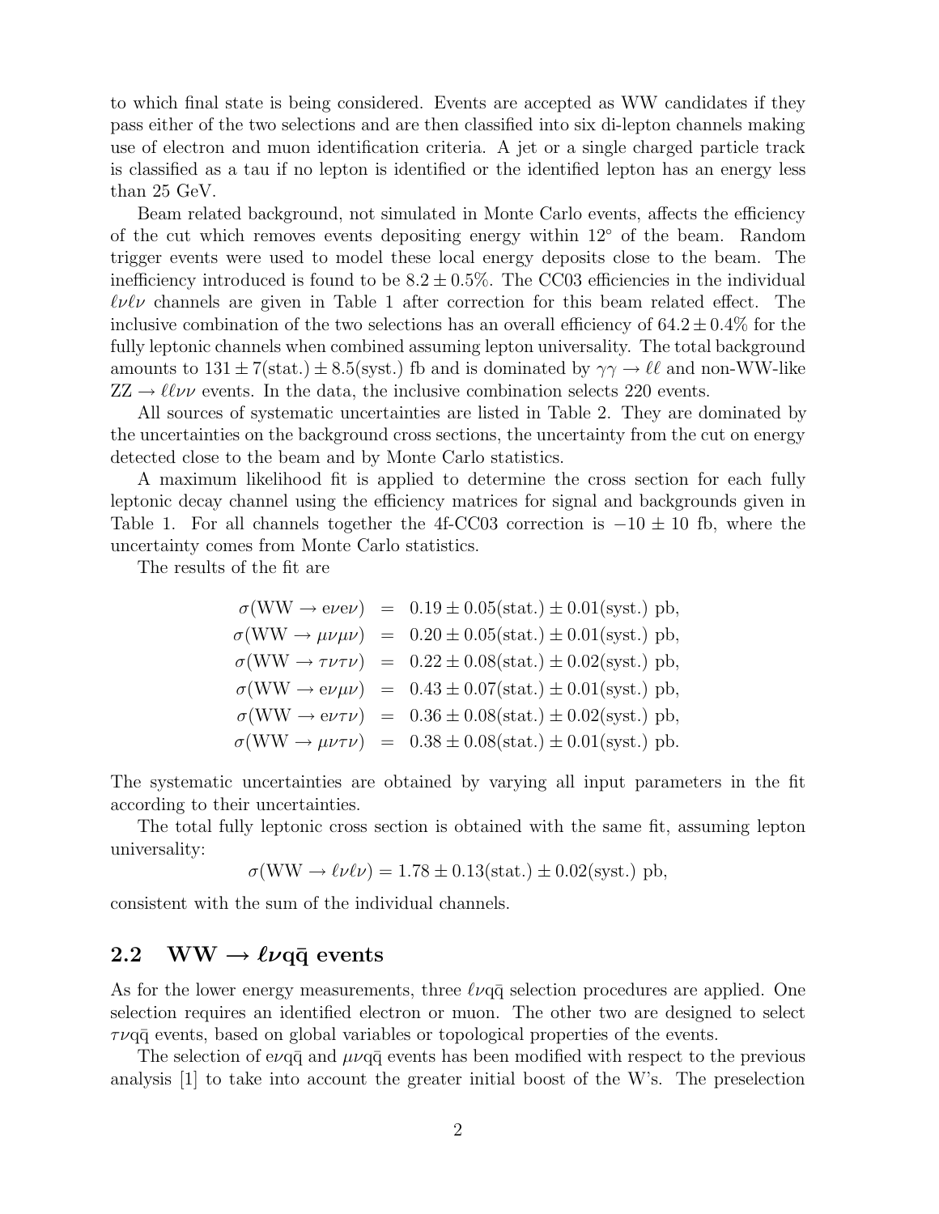to which final state is being considered. Events are accepted as WW candidates if they pass either of the two selections and are then classified into six di-lepton channels making use of electron and muon identification criteria. A jet or a single charged particle track is classified as a tau if no lepton is identified or the identified lepton has an energy less than 25 GeV.

Beam related background, not simulated in Monte Carlo events, affects the efficiency of the cut which removes events depositing energy within $12^\circ$ of the beam. Random trigger events were used to model these local energy deposits close to the beam. The inefficiency introduced is found to be $8.2 \pm 0.5\%$. The CC03 efficiencies in the individual $\ell\nu\ell\nu$ channels are given in Table 1 after correction for this beam related effect. The inclusive combination of the two selections has an overall efficiency of $64.2 \pm 0.4\%$ for the fully leptonic channels when combined assuming lepton universality. The total background amounts to $131 \pm 7(\mathrm{stat.}) \pm 8.5(\mathrm{syst.})$ fb and is dominated by $\gamma\gamma \rightarrow \ell\ell$ and non-WW-like $\mathrm{ZZ} \rightarrow \ell\ell\nu\nu$ events. In the data, the inclusive combination selects 220 events.

All sources of systematic uncertainties are listed in Table 2. They are dominated by the uncertainties on the background cross sections, the uncertainty from the cut on energy detected close to the beam and by Monte Carlo statistics.

A maximum likelihood fit is applied to determine the cross section for each fully leptonic decay channel using the efficiency matrices for signal and backgrounds given in Table 1. For all channels together the 4f-CC03 correction is $-10 \pm 10$ fb, where the uncertainty comes from Monte Carlo statistics.

The results of the fit are

$$
\begin{aligned}
\sigma(\mathrm{WW} \rightarrow \mathrm{e}\nu\mathrm{e}\nu) &= 0.19 \pm 0.05(\mathrm{stat.}) \pm 0.01(\mathrm{syst.})\ \mathrm{pb}, \\
\sigma(\mathrm{WW} \rightarrow \mu\nu\mu\nu) &= 0.20 \pm 0.05(\mathrm{stat.}) \pm 0.01(\mathrm{syst.})\ \mathrm{pb}, \\
\sigma(\mathrm{WW} \rightarrow \tau\nu\tau\nu) &= 0.22 \pm 0.08(\mathrm{stat.}) \pm 0.02(\mathrm{syst.})\ \mathrm{pb}, \\
\sigma(\mathrm{WW} \rightarrow \mathrm{e}\nu\mu\nu) &= 0.43 \pm 0.07(\mathrm{stat.}) \pm 0.01(\mathrm{syst.})\ \mathrm{pb}, \\
\sigma(\mathrm{WW} \rightarrow \mathrm{e}\nu\tau\nu) &= 0.36 \pm 0.08(\mathrm{stat.}) \pm 0.02(\mathrm{syst.})\ \mathrm{pb}, \\
\sigma(\mathrm{WW} \rightarrow \mu\nu\tau\nu) &= 0.38 \pm 0.08(\mathrm{stat.}) \pm 0.01(\mathrm{syst.})\ \mathrm{pb}.
\end{aligned}
$$

The systematic uncertainties are obtained by varying all input parameters in the fit according to their uncertainties.

The total fully leptonic cross section is obtained with the same fit, assuming lepton universality:

$$\sigma(\mathrm{WW} \rightarrow \ell\nu\ell\nu) = 1.78 \pm 0.13(\mathrm{stat.}) \pm 0.02(\mathrm{syst.})\ \mathrm{pb},$$

consistent with the sum of the individual channels.

## 2.2 $\mathrm{WW} \rightarrow \ell\nu\mathrm{q\bar{q}}$ events

As for the lower energy measurements, three $\ell\nu\mathrm{q\bar{q}}$ selection procedures are applied. One selection requires an identified electron or muon. The other two are designed to select $\tau\nu\mathrm{q\bar{q}}$ events, based on global variables or topological properties of the events.

The selection of $\mathrm{e}\nu\mathrm{q\bar{q}}$ and $\mu\nu\mathrm{q\bar{q}}$ events has been modified with respect to the previous analysis [1] to take into account the greater initial boost of the W's. The preselection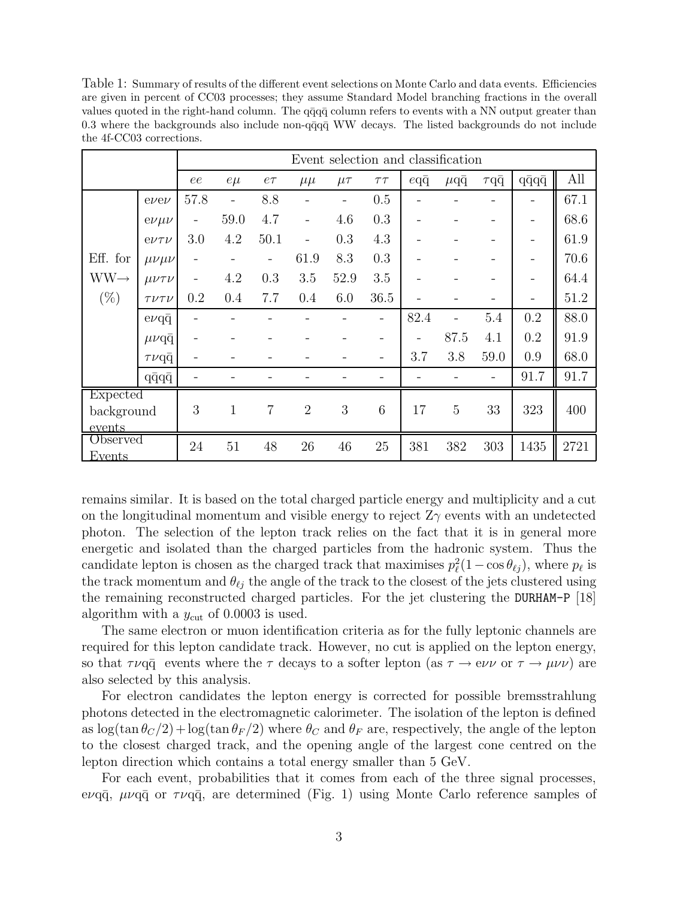Table 1: Summary of results of the different event selections on Monte Carlo and data events. Efficiencies are given in percent of CC03 processes; they assume Standard Model branching fractions in the overall values quoted in the right-hand column. The $\mathrm{q\bar{q}q\bar{q}}$ column refers to events with a NN output greater than 0.3 where the backgrounds also include non-$\mathrm{q\bar{q}q\bar{q}}$ WW decays. The listed backgrounds do not include the 4f-CC03 corrections.

| | | Event selection and classification | | | | | | | | | | |
|---|---|---|---|---|---|---|---|---|---|---|---|---|
| | | $ee$ | $e\mu$ | $e\tau$ | $\mu\mu$ | $\mu\tau$ | $\tau\tau$ | $\mathrm{e}\mathrm{q\bar{q}}$ | $\mu\mathrm{q\bar{q}}$ | $\tau\mathrm{q\bar{q}}$ | $\mathrm{q\bar{q}q\bar{q}}$ | All |
| Eff. for WW→ (%) | $\mathrm{e}\nu\mathrm{e}\nu$ | 57.8 | - | 8.8 | - | - | 0.5 | - | - | - | - | 67.1 |
| | $\mathrm{e}\nu\mu\nu$ | - | 59.0 | 4.7 | - | 4.6 | 0.3 | - | - | - | - | 68.6 |
| | $\mathrm{e}\nu\tau\nu$ | 3.0 | 4.2 | 50.1 | - | 0.3 | 4.3 | - | - | - | - | 61.9 |
| | $\mu\nu\mu\nu$ | - | - | - | 61.9 | 8.3 | 0.3 | - | - | - | - | 70.6 |
| | $\mu\nu\tau\nu$ | - | 4.2 | 0.3 | 3.5 | 52.9 | 3.5 | - | - | - | - | 64.4 |
| | $\tau\nu\tau\nu$ | 0.2 | 0.4 | 7.7 | 0.4 | 6.0 | 36.5 | - | - | - | - | 51.2 |
| | $\mathrm{e}\nu\mathrm{q\bar{q}}$ | - | - | - | - | - | - | 82.4 | - | 5.4 | 0.2 | 88.0 |
| | $\mu\nu\mathrm{q\bar{q}}$ | - | - | - | - | - | - | - | 87.5 | 4.1 | 0.2 | 91.9 |
| | $\tau\nu\mathrm{q\bar{q}}$ | - | - | - | - | - | - | 3.7 | 3.8 | 59.0 | 0.9 | 68.0 |
| | $\mathrm{q\bar{q}q\bar{q}}$ | - | - | - | - | - | - | - | - | - | 91.7 | 91.7 |
| Expected background events | | 3 | 1 | 7 | 2 | 3 | 6 | 17 | 5 | 33 | 323 | 400 |
| Observed Events | | 24 | 51 | 48 | 26 | 46 | 25 | 381 | 382 | 303 | 1435 | 2721 |

remains similar. It is based on the total charged particle energy and multiplicity and a cut on the longitudinal momentum and visible energy to reject $\mathrm{Z}\gamma$ events with an undetected photon. The selection of the lepton track relies on the fact that it is in general more energetic and isolated than the charged particles from the hadronic system. Thus the candidate lepton is chosen as the charged track that maximises $p_\ell^2(1-\cos\theta_{\ell j})$, where $p_\ell$ is the track momentum and $\theta_{\ell j}$ the angle of the track to the closest of the jets clustered using the remaining reconstructed charged particles. For the jet clustering the `DURHAM-P` [18] algorithm with a $y_{\mathrm{cut}}$ of 0.0003 is used.

The same electron or muon identification criteria as for the fully leptonic channels are required for this lepton candidate track. However, no cut is applied on the lepton energy, so that $\tau\nu\mathrm{q\bar{q}}$ events where the $\tau$ decays to a softer lepton (as $\tau \rightarrow \mathrm{e}\nu\nu$ or $\tau \rightarrow \mu\nu\nu$) are also selected by this analysis.

For electron candidates the lepton energy is corrected for possible bremsstrahlung photons detected in the electromagnetic calorimeter. The isolation of the lepton is defined as $\log(\tan\theta_C/2)+\log(\tan\theta_F/2)$ where $\theta_C$ and $\theta_F$ are, respectively, the angle of the lepton to the closest charged track, and the opening angle of the largest cone centred on the lepton direction which contains a total energy smaller than 5 GeV.

For each event, probabilities that it comes from each of the three signal processes, $\mathrm{e}\nu\mathrm{q\bar{q}}$, $\mu\nu\mathrm{q\bar{q}}$ or $\tau\nu\mathrm{q\bar{q}}$, are determined (Fig. 1) using Monte Carlo reference samples of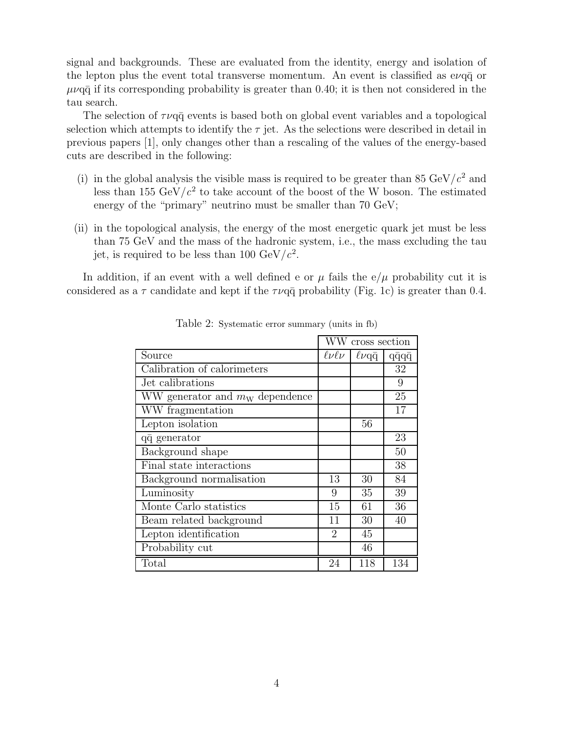signal and backgrounds. These are evaluated from the identity, energy and isolation of the lepton plus the event total transverse momentum. An event is classified as $e\nu q\bar{q}$ or $\mu\nu q\bar{q}$ if its corresponding probability is greater than 0.40; it is then not considered in the tau search.

The selection of $\tau\nu q\bar{q}$ events is based both on global event variables and a topological selection which attempts to identify the $\tau$ jet. As the selections were described in detail in previous papers [1], only changes other than a rescaling of the values of the energy-based cuts are described in the following:

(i) in the global analysis the visible mass is required to be greater than 85 GeV/$c^2$ and less than 155 GeV/$c^2$ to take account of the boost of the W boson. The estimated energy of the "primary" neutrino must be smaller than 70 GeV;

(ii) in the topological analysis, the energy of the most energetic quark jet must be less than 75 GeV and the mass of the hadronic system, i.e., the mass excluding the tau jet, is required to be less than 100 GeV/$c^2$.

In addition, if an event with a well defined e or $\mu$ fails the e/$\mu$ probability cut it is considered as a $\tau$ candidate and kept if the $\tau\nu q\bar{q}$ probability (Fig. 1c) is greater than 0.4.

Table 2: Systematic error summary (units in fb)

| | WW cross section | | |
|---|---|---|---|
| Source | $\ell\nu\ell\nu$ | $\ell\nu q\bar{q}$ | $q\bar{q}q\bar{q}$ |
| Calibration of calorimeters | | | 32 |
| Jet calibrations | | | 9 |
| WW generator and $m_W$ dependence | | | 25 |
| WW fragmentation | | | 17 |
| Lepton isolation | | 56 | |
| $q\bar{q}$ generator | | | 23 |
| Background shape | | | 50 |
| Final state interactions | | | 38 |
| Background normalisation | 13 | 30 | 84 |
| Luminosity | 9 | 35 | 39 |
| Monte Carlo statistics | 15 | 61 | 36 |
| Beam related background | 11 | 30 | 40 |
| Lepton identification | 2 | 45 | |
| Probability cut | | 46 | |
| Total | 24 | 118 | 134 |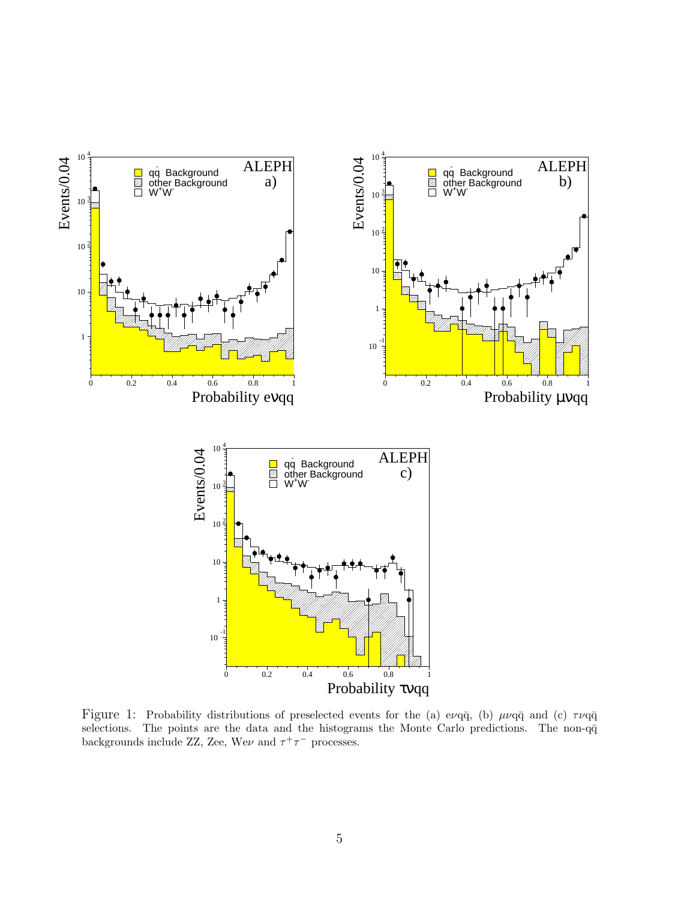Figure 1: Probability distributions of preselected events for the (a) $e\nu q\bar{q}$, (b) $\mu\nu q\bar{q}$ and (c) $\tau\nu q\bar{q}$ selections. The points are the data and the histograms the Monte Carlo predictions. The non-$q\bar{q}$ backgrounds include ZZ, Zee, We$\nu$ and $\tau^+\tau^-$ processes.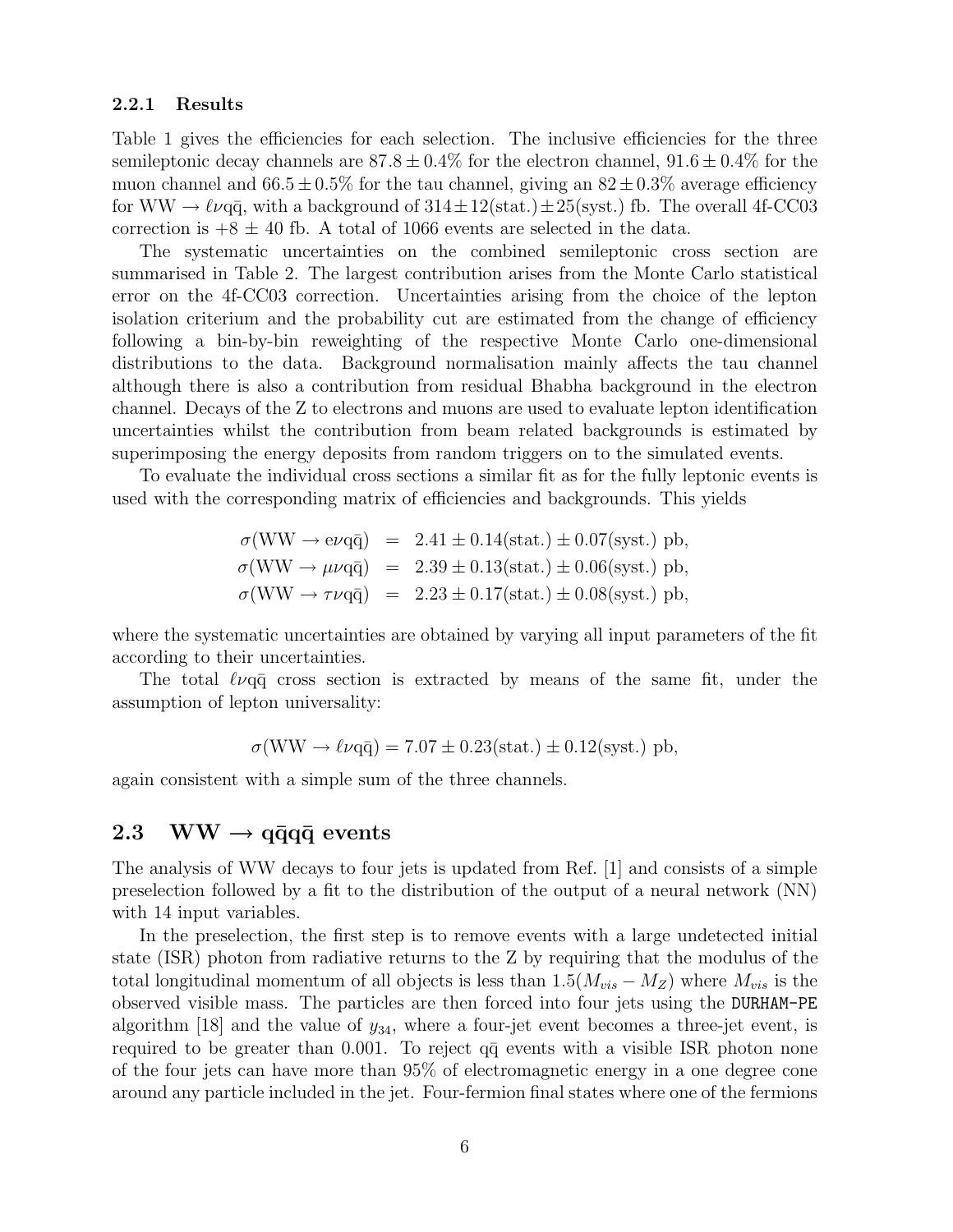#### 2.2.1 Results

Table 1 gives the efficiencies for each selection. The inclusive efficiencies for the three semileptonic decay channels are $87.8 \pm 0.4\%$ for the electron channel, $91.6 \pm 0.4\%$ for the muon channel and $66.5 \pm 0.5\%$ for the tau channel, giving an $82 \pm 0.3\%$ average efficiency for $\mathrm{WW} \to \ell\nu\mathrm{q\bar{q}}$, with a background of $314 \pm 12(\mathrm{stat.}) \pm 25(\mathrm{syst.})$ fb. The overall 4f-CC03 correction is $+8 \pm 40$ fb. A total of 1066 events are selected in the data.

The systematic uncertainties on the combined semileptonic cross section are summarised in Table 2. The largest contribution arises from the Monte Carlo statistical error on the 4f-CC03 correction. Uncertainties arising from the choice of the lepton isolation criterium and the probability cut are estimated from the change of efficiency following a bin-by-bin reweighting of the respective Monte Carlo one-dimensional distributions to the data. Background normalisation mainly affects the tau channel although there is also a contribution from residual Bhabha background in the electron channel. Decays of the Z to electrons and muons are used to evaluate lepton identification uncertainties whilst the contribution from beam related backgrounds is estimated by superimposing the energy deposits from random triggers on to the simulated events.

To evaluate the individual cross sections a similar fit as for the fully leptonic events is used with the corresponding matrix of efficiencies and backgrounds. This yields

$$
\begin{aligned}
\sigma(\mathrm{WW} \to \mathrm{e}\nu\mathrm{q\bar{q}}) &= 2.41 \pm 0.14(\mathrm{stat.}) \pm 0.07(\mathrm{syst.})\ \mathrm{pb}, \\
\sigma(\mathrm{WW} \to \mu\nu\mathrm{q\bar{q}}) &= 2.39 \pm 0.13(\mathrm{stat.}) \pm 0.06(\mathrm{syst.})\ \mathrm{pb}, \\
\sigma(\mathrm{WW} \to \tau\nu\mathrm{q\bar{q}}) &= 2.23 \pm 0.17(\mathrm{stat.}) \pm 0.08(\mathrm{syst.})\ \mathrm{pb},
\end{aligned}
$$

where the systematic uncertainties are obtained by varying all input parameters of the fit according to their uncertainties.

The total $\ell\nu\mathrm{q\bar{q}}$ cross section is extracted by means of the same fit, under the assumption of lepton universality:

$$
\sigma(\mathrm{WW} \to \ell\nu\mathrm{q\bar{q}}) = 7.07 \pm 0.23(\mathrm{stat.}) \pm 0.12(\mathrm{syst.})\ \mathrm{pb},
$$

again consistent with a simple sum of the three channels.

### 2.3 $\mathrm{WW} \to \mathrm{q\bar{q}q\bar{q}}$ events

The analysis of WW decays to four jets is updated from Ref. [1] and consists of a simple preselection followed by a fit to the distribution of the output of a neural network (NN) with 14 input variables.

In the preselection, the first step is to remove events with a large undetected initial state (ISR) photon from radiative returns to the Z by requiring that the modulus of the total longitudinal momentum of all objects is less than $1.5(M_{vis} - M_Z)$ where $M_{vis}$ is the observed visible mass. The particles are then forced into four jets using the `DURHAM-PE` algorithm [18] and the value of $y_{34}$, where a four-jet event becomes a three-jet event, is required to be greater than 0.001. To reject $\mathrm{q\bar{q}}$ events with a visible ISR photon none of the four jets can have more than 95% of electromagnetic energy in a one degree cone around any particle included in the jet. Four-fermion final states where one of the fermions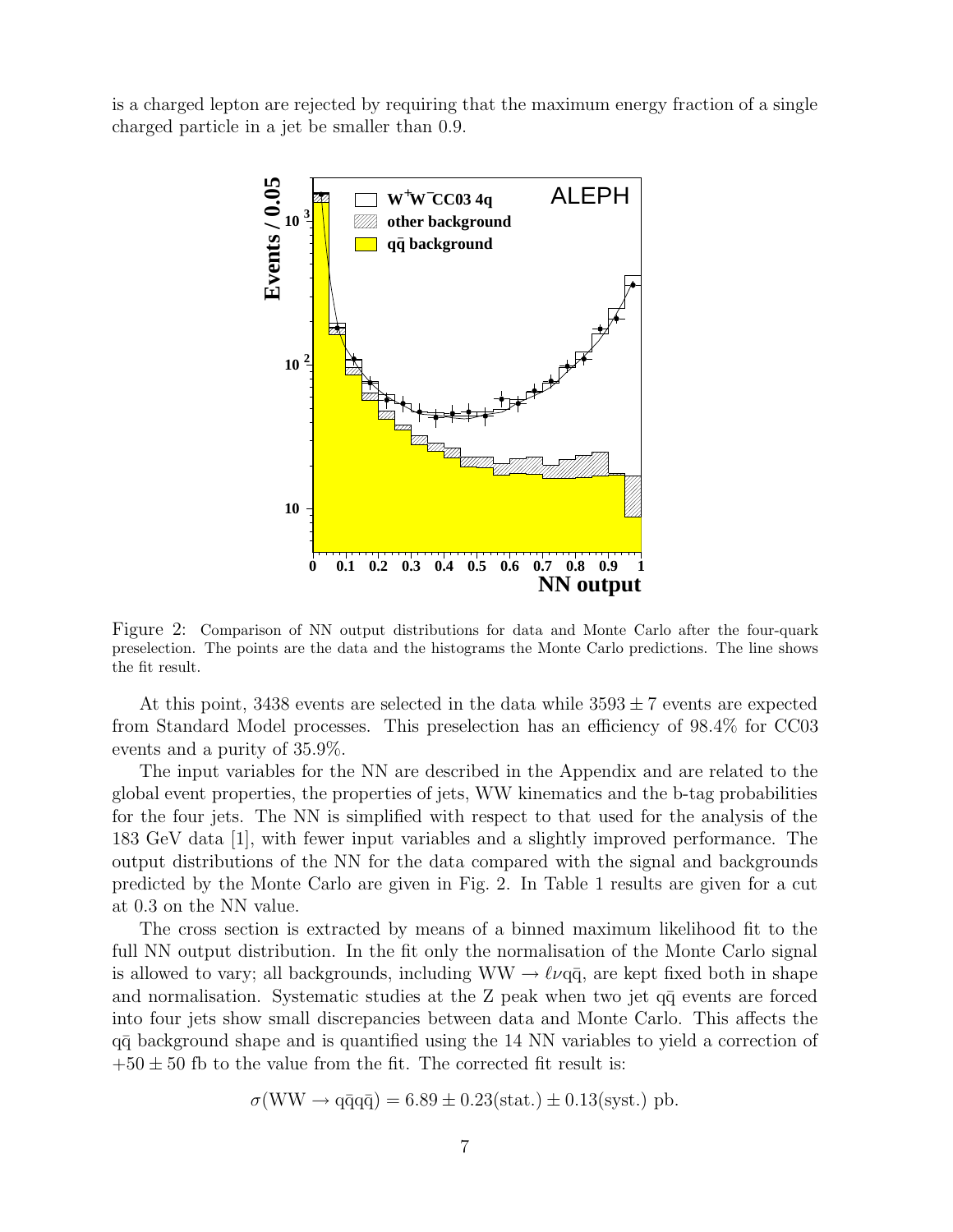is a charged lepton are rejected by requiring that the maximum energy fraction of a single charged particle in a jet be smaller than 0.9.

Figure 2: Comparison of NN output distributions for data and Monte Carlo after the four-quark preselection. The points are the data and the histograms the Monte Carlo predictions. The line shows the fit result.

At this point, 3438 events are selected in the data while $3593 \pm 7$ events are expected from Standard Model processes. This preselection has an efficiency of 98.4% for CC03 events and a purity of 35.9%.

The input variables for the NN are described in the Appendix and are related to the global event properties, the properties of jets, WW kinematics and the b-tag probabilities for the four jets. The NN is simplified with respect to that used for the analysis of the 183 GeV data [1], with fewer input variables and a slightly improved performance. The output distributions of the NN for the data compared with the signal and backgrounds predicted by the Monte Carlo are given in Fig. 2. In Table 1 results are given for a cut at 0.3 on the NN value.

The cross section is extracted by means of a binned maximum likelihood fit to the full NN output distribution. In the fit only the normalisation of the Monte Carlo signal is allowed to vary; all backgrounds, including $\mathrm{WW} \rightarrow \ell\nu\mathrm{q\bar{q}}$, are kept fixed both in shape and normalisation. Systematic studies at the Z peak when two jet $\mathrm{q\bar{q}}$ events are forced into four jets show small discrepancies between data and Monte Carlo. This affects the $\mathrm{q\bar{q}}$ background shape and is quantified using the 14 NN variables to yield a correction of $+50 \pm 50$ fb to the value from the fit. The corrected fit result is:

$$\sigma(\mathrm{WW} \rightarrow \mathrm{q\bar{q}q\bar{q}}) = 6.89 \pm 0.23(\mathrm{stat.}) \pm 0.13(\mathrm{syst.})\ \mathrm{pb}.$$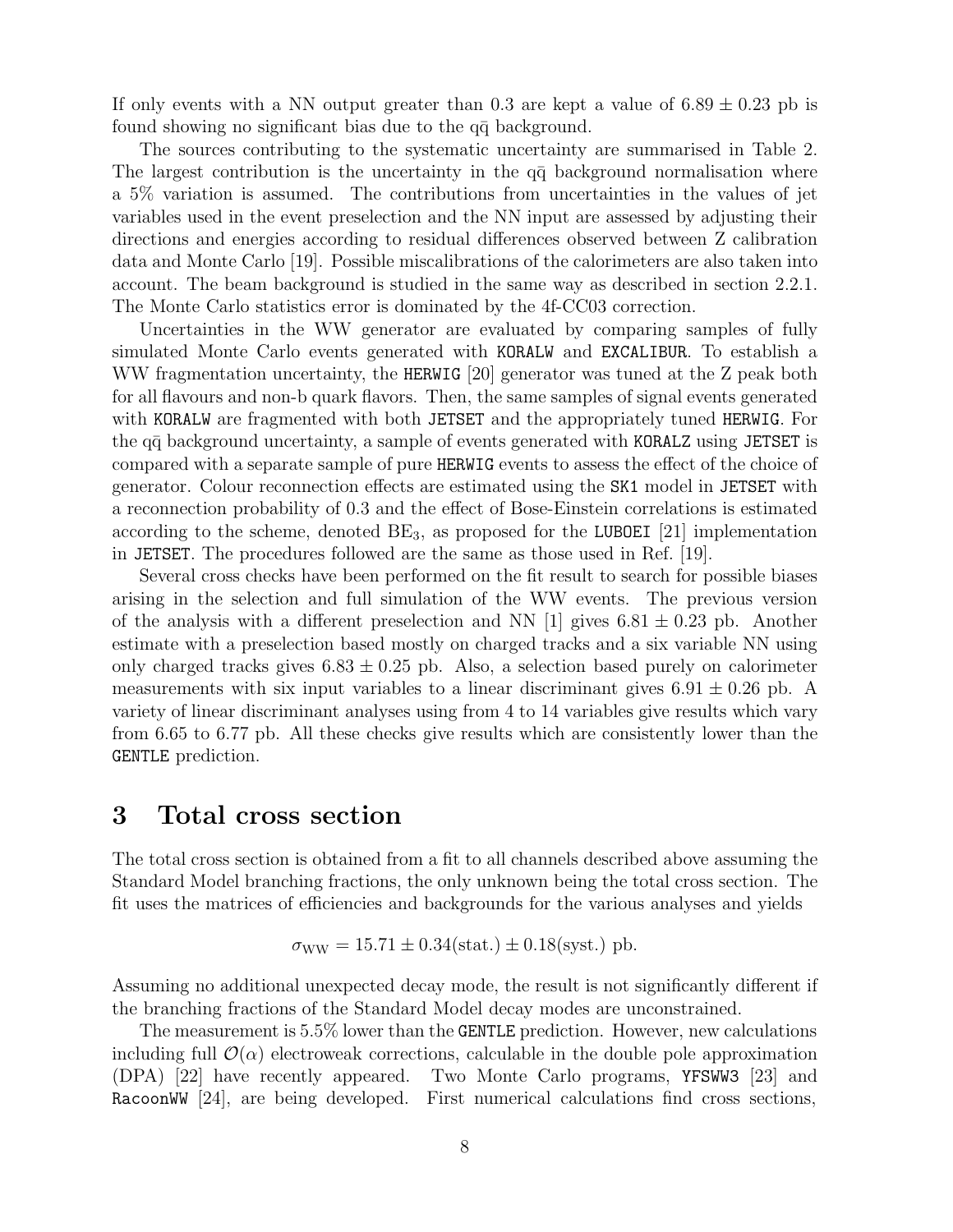If only events with a NN output greater than 0.3 are kept a value of $6.89 \pm 0.23$ pb is found showing no significant bias due to the $q\bar{q}$ background.

The sources contributing to the systematic uncertainty are summarised in Table 2. The largest contribution is the uncertainty in the $q\bar{q}$ background normalisation where a 5% variation is assumed. The contributions from uncertainties in the values of jet variables used in the event preselection and the NN input are assessed by adjusting their directions and energies according to residual differences observed between Z calibration data and Monte Carlo [19]. Possible miscalibrations of the calorimeters are also taken into account. The beam background is studied in the same way as described in section 2.2.1. The Monte Carlo statistics error is dominated by the 4f-CC03 correction.

Uncertainties in the WW generator are evaluated by comparing samples of fully simulated Monte Carlo events generated with `KORALW` and `EXCALIBUR`. To establish a WW fragmentation uncertainty, the `HERWIG` [20] generator was tuned at the Z peak both for all flavours and non-b quark flavors. Then, the same samples of signal events generated with `KORALW` are fragmented with both `JETSET` and the appropriately tuned `HERWIG`. For the $q\bar{q}$ background uncertainty, a sample of events generated with `KORALZ` using `JETSET` is compared with a separate sample of pure `HERWIG` events to assess the effect of the choice of generator. Colour reconnection effects are estimated using the `SK1` model in `JETSET` with a reconnection probability of 0.3 and the effect of Bose-Einstein correlations is estimated according to the scheme, denoted $BE_3$, as proposed for the `LUBOEI` [21] implementation in `JETSET`. The procedures followed are the same as those used in Ref. [19].

Several cross checks have been performed on the fit result to search for possible biases arising in the selection and full simulation of the WW events. The previous version of the analysis with a different preselection and NN [1] gives $6.81 \pm 0.23$ pb. Another estimate with a preselection based mostly on charged tracks and a six variable NN using only charged tracks gives $6.83 \pm 0.25$ pb. Also, a selection based purely on calorimeter measurements with six input variables to a linear discriminant gives $6.91 \pm 0.26$ pb. A variety of linear discriminant analyses using from 4 to 14 variables give results which vary from 6.65 to 6.77 pb. All these checks give results which are consistently lower than the `GENTLE` prediction.

# 3 Total cross section

The total cross section is obtained from a fit to all channels described above assuming the Standard Model branching fractions, the only unknown being the total cross section. The fit uses the matrices of efficiencies and backgrounds for the various analyses and yields

$$\sigma_{\mathrm{WW}} = 15.71 \pm 0.34(\mathrm{stat.}) \pm 0.18(\mathrm{syst.})\ \mathrm{pb}.$$

Assuming no additional unexpected decay mode, the result is not significantly different if the branching fractions of the Standard Model decay modes are unconstrained.

The measurement is 5.5% lower than the `GENTLE` prediction. However, new calculations including full $\mathcal{O}(\alpha)$ electroweak corrections, calculable in the double pole approximation (DPA) [22] have recently appeared. Two Monte Carlo programs, `YFSWW3` [23] and `RacoonWW` [24], are being developed. First numerical calculations find cross sections,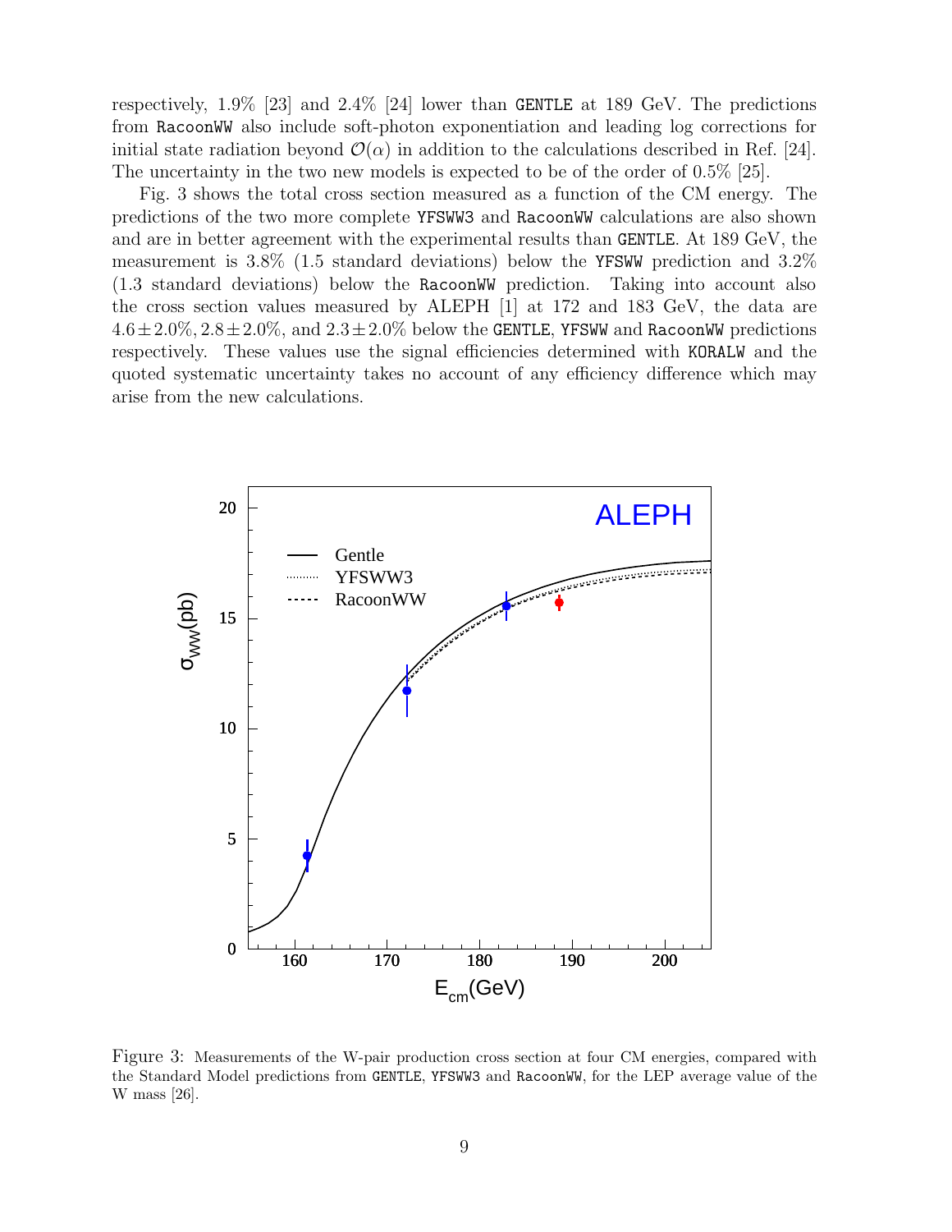respectively, 1.9% [23] and 2.4% [24] lower than GENTLE at 189 GeV. The predictions from RacoonWW also include soft-photon exponentiation and leading log corrections for initial state radiation beyond $\mathcal{O}(\alpha)$ in addition to the calculations described in Ref. [24]. The uncertainty in the two new models is expected to be of the order of 0.5% [25].

Fig. 3 shows the total cross section measured as a function of the CM energy. The predictions of the two more complete YFSWW3 and RacoonWW calculations are also shown and are in better agreement with the experimental results than GENTLE. At 189 GeV, the measurement is 3.8% (1.5 standard deviations) below the YFSWW prediction and 3.2% (1.3 standard deviations) below the RacoonWW prediction. Taking into account also the cross section values measured by ALEPH [1] at 172 and 183 GeV, the data are $4.6 \pm 2.0\%, 2.8 \pm 2.0\%$, and $2.3 \pm 2.0\%$ below the GENTLE, YFSWW and RacoonWW predictions respectively. These values use the signal efficiencies determined with KORALW and the quoted systematic uncertainty takes no account of any efficiency difference which may arise from the new calculations.

Figure 3: Measurements of the W-pair production cross section at four CM energies, compared with the Standard Model predictions from GENTLE, YFSWW3 and RacoonWW, for the LEP average value of the W mass [26].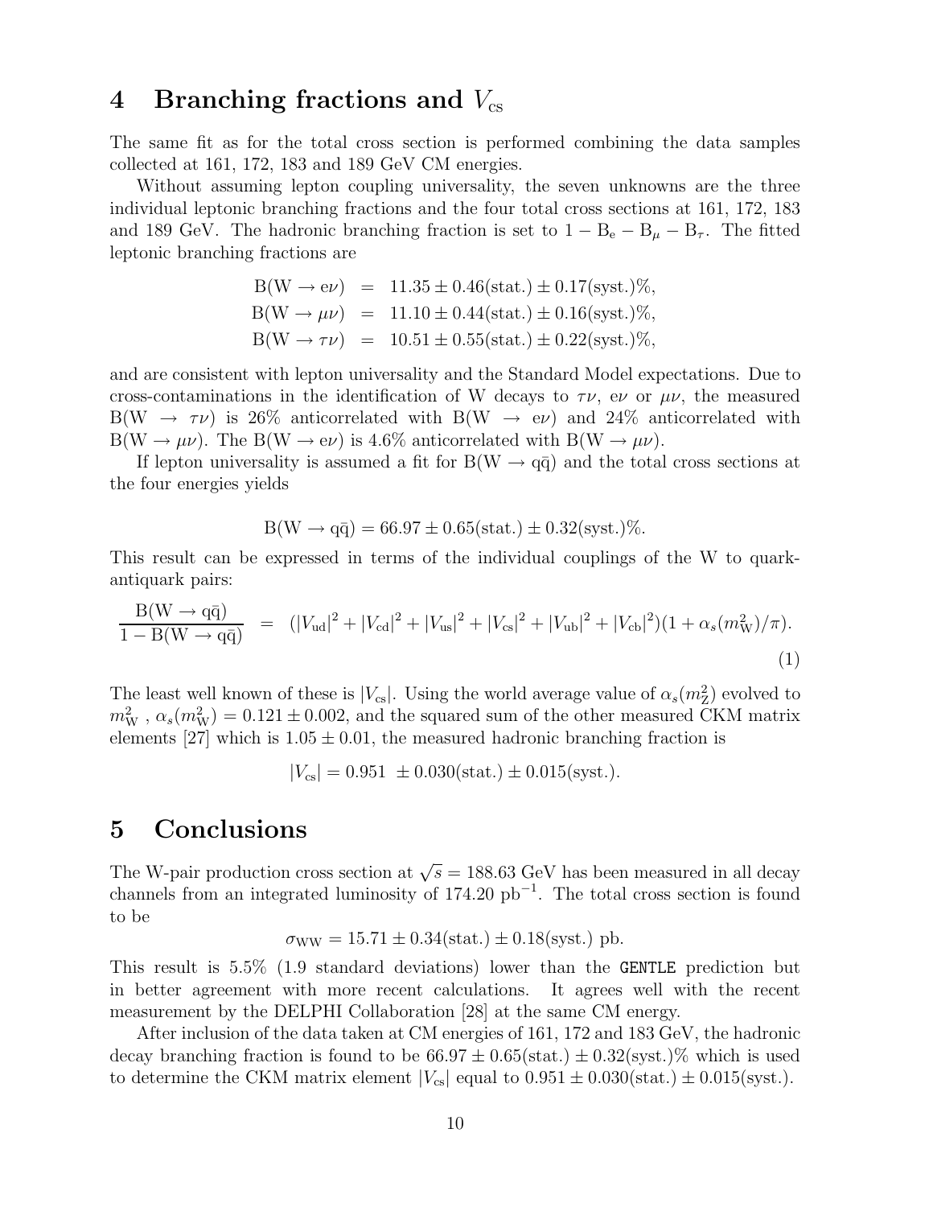# 4 Branching fractions and $V_{cs}$

The same fit as for the total cross section is performed combining the data samples collected at 161, 172, 183 and 189 GeV CM energies.

Without assuming lepton coupling universality, the seven unknowns are the three individual leptonic branching fractions and the four total cross sections at 161, 172, 183 and 189 GeV. The hadronic branching fraction is set to $1 - B_e - B_\mu - B_\tau$. The fitted leptonic branching fractions are

$$
\begin{aligned}
B(W \to e\nu) &= 11.35 \pm 0.46(\text{stat.}) \pm 0.17(\text{syst.})\%, \\
B(W \to \mu\nu) &= 11.10 \pm 0.44(\text{stat.}) \pm 0.16(\text{syst.})\%, \\
B(W \to \tau\nu) &= 10.51 \pm 0.55(\text{stat.}) \pm 0.22(\text{syst.})\%,
\end{aligned}
$$

and are consistent with lepton universality and the Standard Model expectations. Due to cross-contaminations in the identification of W decays to $\tau\nu$, $e\nu$ or $\mu\nu$, the measured $B(W \to \tau\nu)$ is 26% anticorrelated with $B(W \to e\nu)$ and 24% anticorrelated with $B(W \to \mu\nu)$. The $B(W \to e\nu)$ is 4.6% anticorrelated with $B(W \to \mu\nu)$.

If lepton universality is assumed a fit for $B(W \to q\bar{q})$ and the total cross sections at the four energies yields

$$
B(W \to q\bar{q}) = 66.97 \pm 0.65(\text{stat.}) \pm 0.32(\text{syst.})\%.
$$

This result can be expressed in terms of the individual couplings of the W to quark-antiquark pairs:

$$
\frac{B(W \to q\bar{q})}{1 - B(W \to q\bar{q})} = (|V_{ud}|^2 + |V_{cd}|^2 + |V_{us}|^2 + |V_{cs}|^2 + |V_{ub}|^2 + |V_{cb}|^2)(1 + \alpha_s(m_W^2)/\pi). \tag{1}
$$

The least well known of these is $|V_{cs}|$. Using the world average value of $\alpha_s(m_Z^2)$ evolved to $m_W^2$, $\alpha_s(m_W^2) = 0.121 \pm 0.002$, and the squared sum of the other measured CKM matrix elements [27] which is $1.05 \pm 0.01$, the measured hadronic branching fraction is

$$
|V_{cs}| = 0.951 \pm 0.030(\text{stat.}) \pm 0.015(\text{syst.}).
$$

# 5 Conclusions

The W-pair production cross section at $\sqrt{s} = 188.63$ GeV has been measured in all decay channels from an integrated luminosity of 174.20 pb$^{-1}$. The total cross section is found to be

$$
\sigma_{WW} = 15.71 \pm 0.34(\text{stat.}) \pm 0.18(\text{syst.})\ \text{pb}.
$$

This result is 5.5% (1.9 standard deviations) lower than the GENTLE prediction but in better agreement with more recent calculations. It agrees well with the recent measurement by the DELPHI Collaboration [28] at the same CM energy.

After inclusion of the data taken at CM energies of 161, 172 and 183 GeV, the hadronic decay branching fraction is found to be $66.97 \pm 0.65(\text{stat.}) \pm 0.32(\text{syst.})\%$ which is used to determine the CKM matrix element $|V_{cs}|$ equal to $0.951 \pm 0.030(\text{stat.}) \pm 0.015(\text{syst.})$.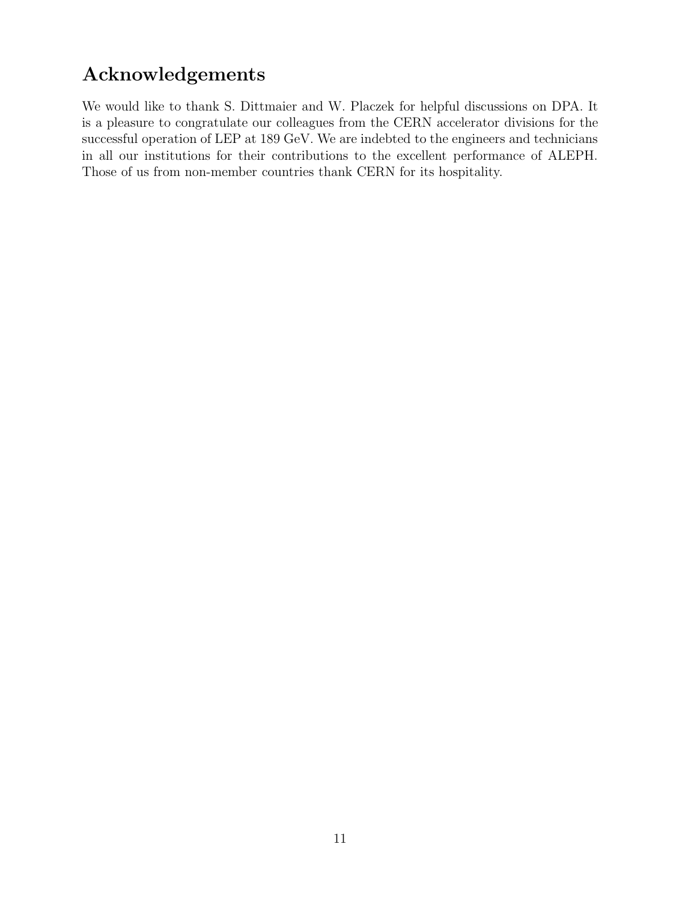# Acknowledgements

We would like to thank S. Dittmaier and W. Placzek for helpful discussions on DPA. It is a pleasure to congratulate our colleagues from the CERN accelerator divisions for the successful operation of LEP at 189 GeV. We are indebted to the engineers and technicians in all our institutions for their contributions to the excellent performance of ALEPH. Those of us from non-member countries thank CERN for its hospitality.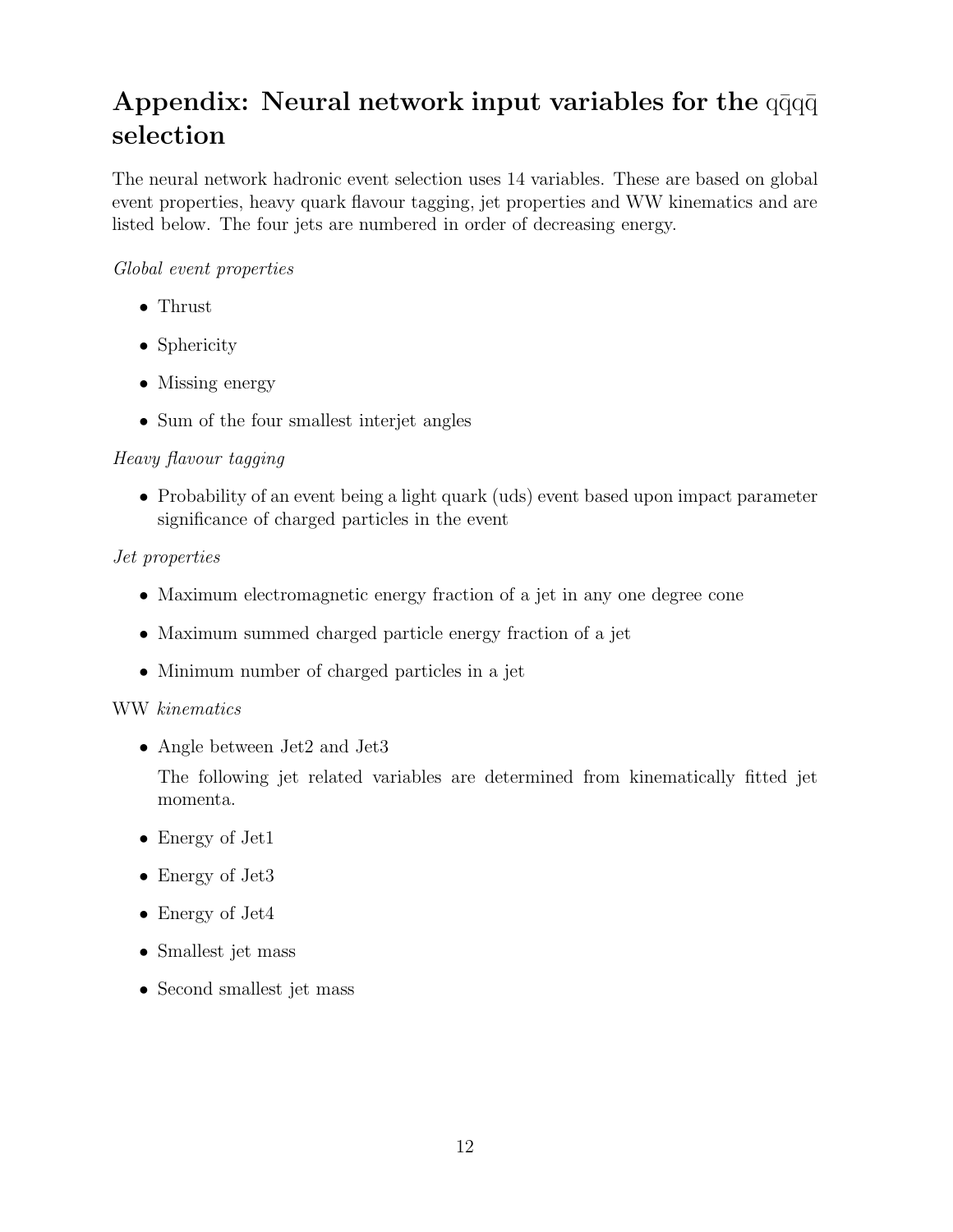# Appendix: Neural network input variables for the $q\bar{q}q\bar{q}$ selection

The neural network hadronic event selection uses 14 variables. These are based on global event properties, heavy quark flavour tagging, jet properties and WW kinematics and are listed below. The four jets are numbered in order of decreasing energy.

*Global event properties*

- Thrust
- Sphericity
- Missing energy
- Sum of the four smallest interjet angles

*Heavy flavour tagging*

- Probability of an event being a light quark (uds) event based upon impact parameter significance of charged particles in the event

*Jet properties*

- Maximum electromagnetic energy fraction of a jet in any one degree cone
- Maximum summed charged particle energy fraction of a jet
- Minimum number of charged particles in a jet

WW *kinematics*

- Angle between Jet2 and Jet3

  The following jet related variables are determined from kinematically fitted jet momenta.

- Energy of Jet1
- Energy of Jet3
- Energy of Jet4
- Smallest jet mass
- Second smallest jet mass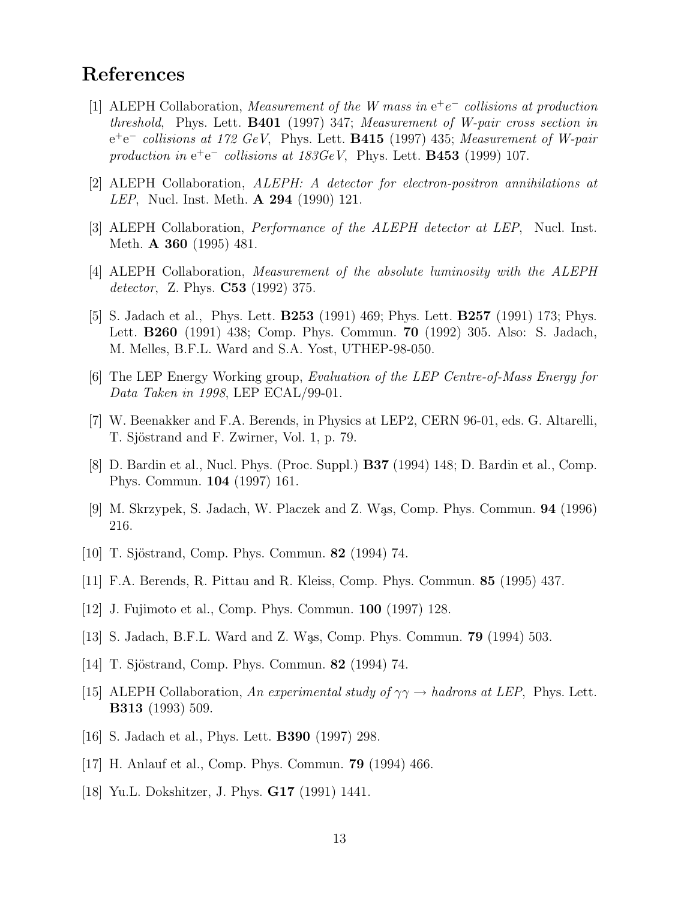# References

[1] ALEPH Collaboration, *Measurement of the W mass in* $e^+e^-$ *collisions at production threshold*, Phys. Lett. **B401** (1997) 347; *Measurement of W-pair cross section in* $e^+e^-$ *collisions at 172 GeV*, Phys. Lett. **B415** (1997) 435; *Measurement of W-pair production in* $e^+e^-$ *collisions at 183GeV*, Phys. Lett. **B453** (1999) 107.

[2] ALEPH Collaboration, *ALEPH: A detector for electron-positron annihilations at LEP*, Nucl. Inst. Meth. **A 294** (1990) 121.

[3] ALEPH Collaboration, *Performance of the ALEPH detector at LEP*, Nucl. Inst. Meth. **A 360** (1995) 481.

[4] ALEPH Collaboration, *Measurement of the absolute luminosity with the ALEPH detector*, Z. Phys. **C53** (1992) 375.

[5] S. Jadach et al., Phys. Lett. **B253** (1991) 469; Phys. Lett. **B257** (1991) 173; Phys. Lett. **B260** (1991) 438; Comp. Phys. Commun. **70** (1992) 305. Also: S. Jadach, M. Melles, B.F.L. Ward and S.A. Yost, UTHEP-98-050.

[6] The LEP Energy Working group, *Evaluation of the LEP Centre-of-Mass Energy for Data Taken in 1998*, LEP ECAL/99-01.

[7] W. Beenakker and F.A. Berends, in Physics at LEP2, CERN 96-01, eds. G. Altarelli, T. Sjöstrand and F. Zwirner, Vol. 1, p. 79.

[8] D. Bardin et al., Nucl. Phys. (Proc. Suppl.) **B37** (1994) 148; D. Bardin et al., Comp. Phys. Commun. **104** (1997) 161.

[9] M. Skrzypek, S. Jadach, W. Placzek and Z. Wąs, Comp. Phys. Commun. **94** (1996) 216.

[10] T. Sjöstrand, Comp. Phys. Commun. **82** (1994) 74.

[11] F.A. Berends, R. Pittau and R. Kleiss, Comp. Phys. Commun. **85** (1995) 437.

[12] J. Fujimoto et al., Comp. Phys. Commun. **100** (1997) 128.

[13] S. Jadach, B.F.L. Ward and Z. Wąs, Comp. Phys. Commun. **79** (1994) 503.

[14] T. Sjöstrand, Comp. Phys. Commun. **82** (1994) 74.

[15] ALEPH Collaboration, *An experimental study of* $\gamma\gamma \rightarrow$ *hadrons at LEP*, Phys. Lett. **B313** (1993) 509.

[16] S. Jadach et al., Phys. Lett. **B390** (1997) 298.

[17] H. Anlauf et al., Comp. Phys. Commun. **79** (1994) 466.

[18] Yu.L. Dokshitzer, J. Phys. **G17** (1991) 1441.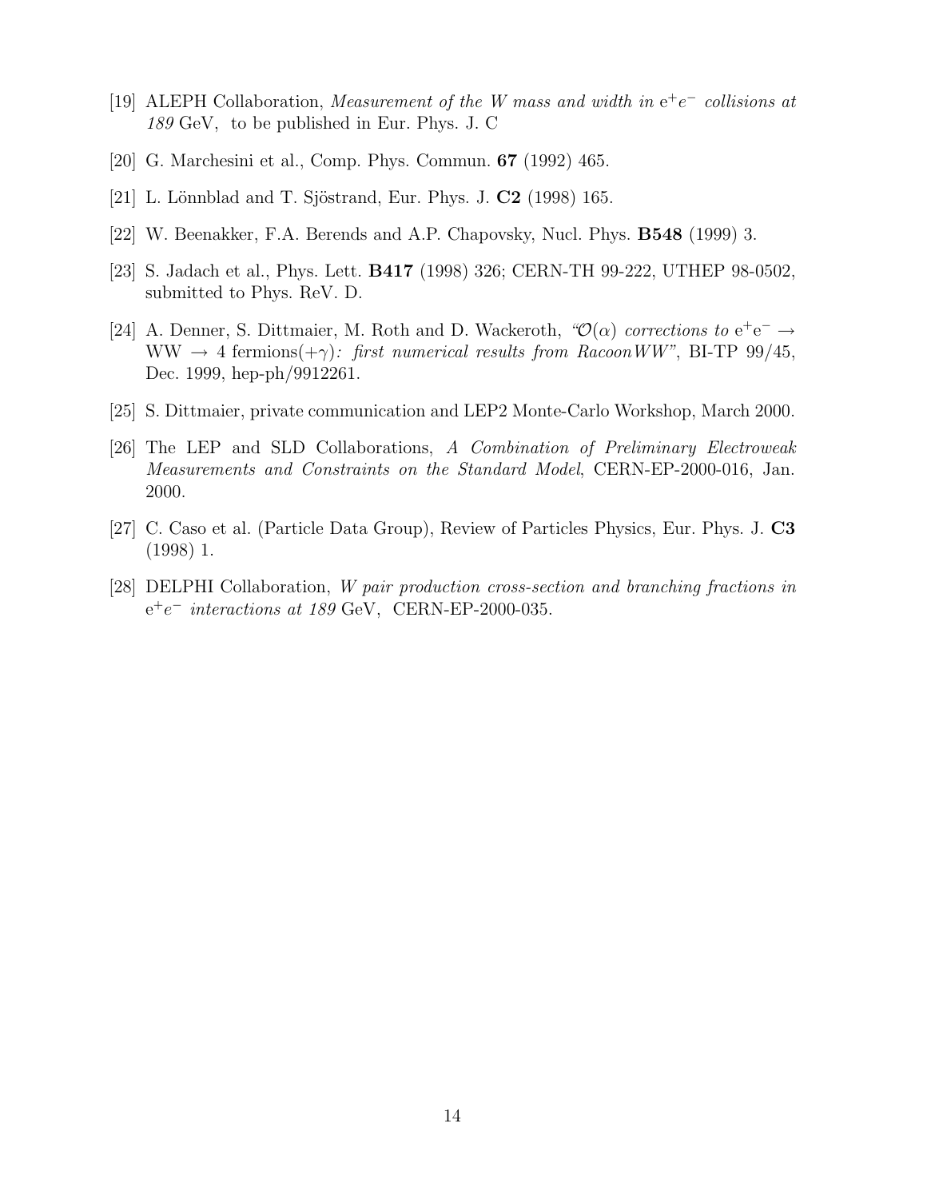[19] ALEPH Collaboration, *Measurement of the W mass and width in* $e^+e^-$ *collisions at 189* GeV, to be published in Eur. Phys. J. C

[20] G. Marchesini et al., Comp. Phys. Commun. **67** (1992) 465.

[21] L. Lönnblad and T. Sjöstrand, Eur. Phys. J. **C2** (1998) 165.

[22] W. Beenakker, F.A. Berends and A.P. Chapovsky, Nucl. Phys. **B548** (1999) 3.

[23] S. Jadach et al., Phys. Lett. **B417** (1998) 326; CERN-TH 99-222, UTHEP 98-0502, submitted to Phys. ReV. D.

[24] A. Denner, S. Dittmaier, M. Roth and D. Wackeroth, *"$\mathcal{O}(\alpha)$ corrections to* $e^+e^- \rightarrow$ WW $\rightarrow$ 4 fermions$(+\gamma)$*: first numerical results from RacoonWW"*, BI-TP 99/45, Dec. 1999, hep-ph/9912261.

[25] S. Dittmaier, private communication and LEP2 Monte-Carlo Workshop, March 2000.

[26] The LEP and SLD Collaborations, *A Combination of Preliminary Electroweak Measurements and Constraints on the Standard Model*, CERN-EP-2000-016, Jan. 2000.

[27] C. Caso et al. (Particle Data Group), Review of Particles Physics, Eur. Phys. J. **C3** (1998) 1.

[28] DELPHI Collaboration, *W pair production cross-section and branching fractions in* $e^+e^-$ *interactions at 189* GeV, CERN-EP-2000-035.